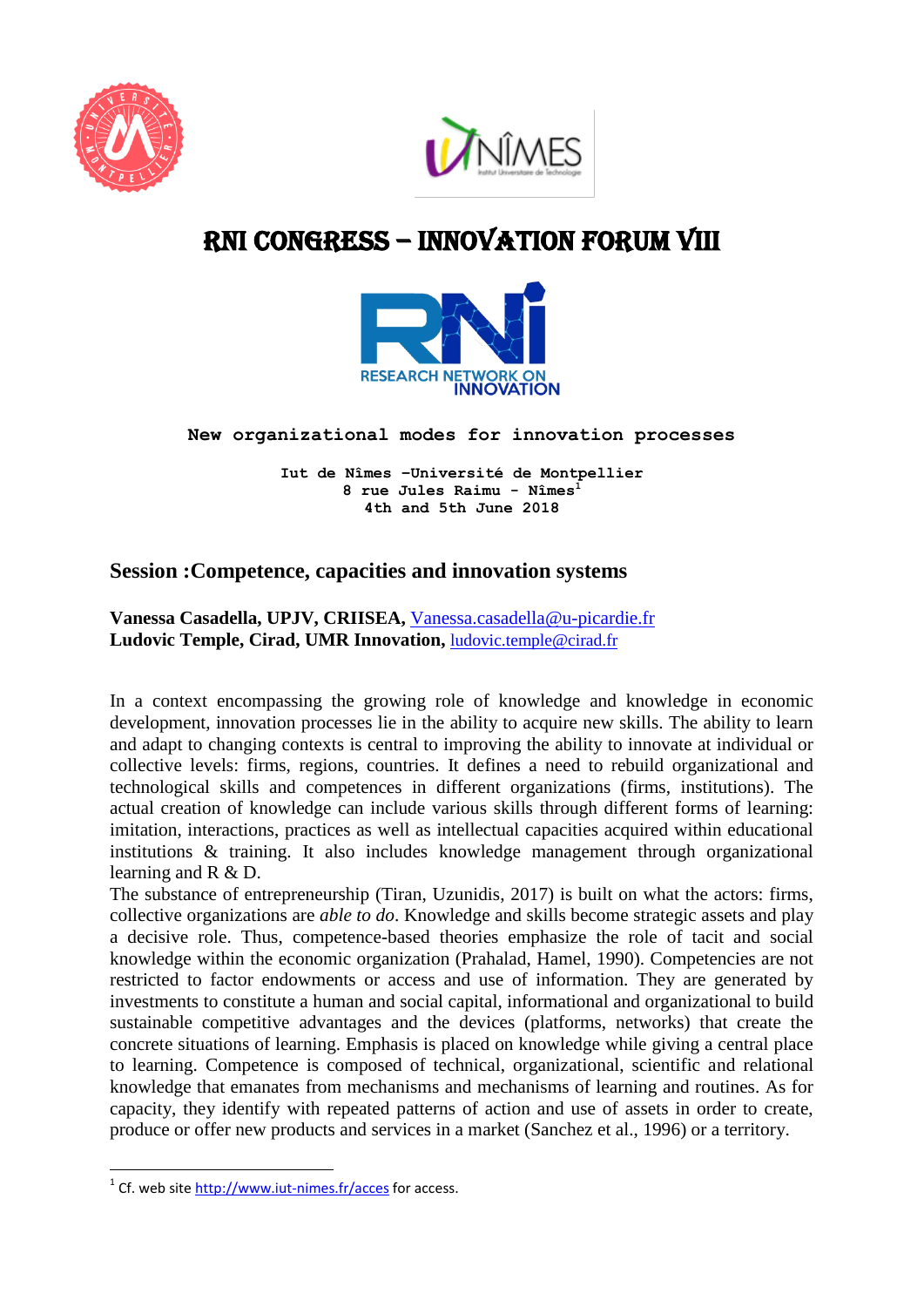# RNI CONGRESS – INNOVATION FORUM VIII

RESEARCH NETWORK ON INNOVATION

**New organizational modes for innovation processes**

**Iut de Nîmes –Université de Montpellier**
**8 rue Jules Raimu - Nîmes**[1]
**4th and 5th June 2018**

## Session :Competence, capacities and innovation systems

**Vanessa Casadella, UPJV, CRIISEA,** Vanessa.casadella@u-picardie.fr
**Ludovic Temple, Cirad, UMR Innovation,** ludovic.temple@cirad.fr

In a context encompassing the growing role of knowledge and knowledge in economic development, innovation processes lie in the ability to acquire new skills. The ability to learn and adapt to changing contexts is central to improving the ability to innovate at individual or collective levels: firms, regions, countries. It defines a need to rebuild organizational and technological skills and competences in different organizations (firms, institutions). The actual creation of knowledge can include various skills through different forms of learning: imitation, interactions, practices as well as intellectual capacities acquired within educational institutions & training. It also includes knowledge management through organizational learning and R & D.
The substance of entrepreneurship (Tiran, Uzunidis, 2017) is built on what the actors: firms, collective organizations are *able to do*. Knowledge and skills become strategic assets and play a decisive role. Thus, competence-based theories emphasize the role of tacit and social knowledge within the economic organization (Prahalad, Hamel, 1990). Competencies are not restricted to factor endowments or access and use of information. They are generated by investments to constitute a human and social capital, informational and organizational to build sustainable competitive advantages and the devices (platforms, networks) that create the concrete situations of learning. Emphasis is placed on knowledge while giving a central place to learning. Competence is composed of technical, organizational, scientific and relational knowledge that emanates from mechanisms and mechanisms of learning and routines. As for capacity, they identify with repeated patterns of action and use of assets in order to create, produce or offer new products and services in a market (Sanchez et al., 1996) or a territory.

---

[1] Cf. web site http://www.iut-nimes.fr/acces for access.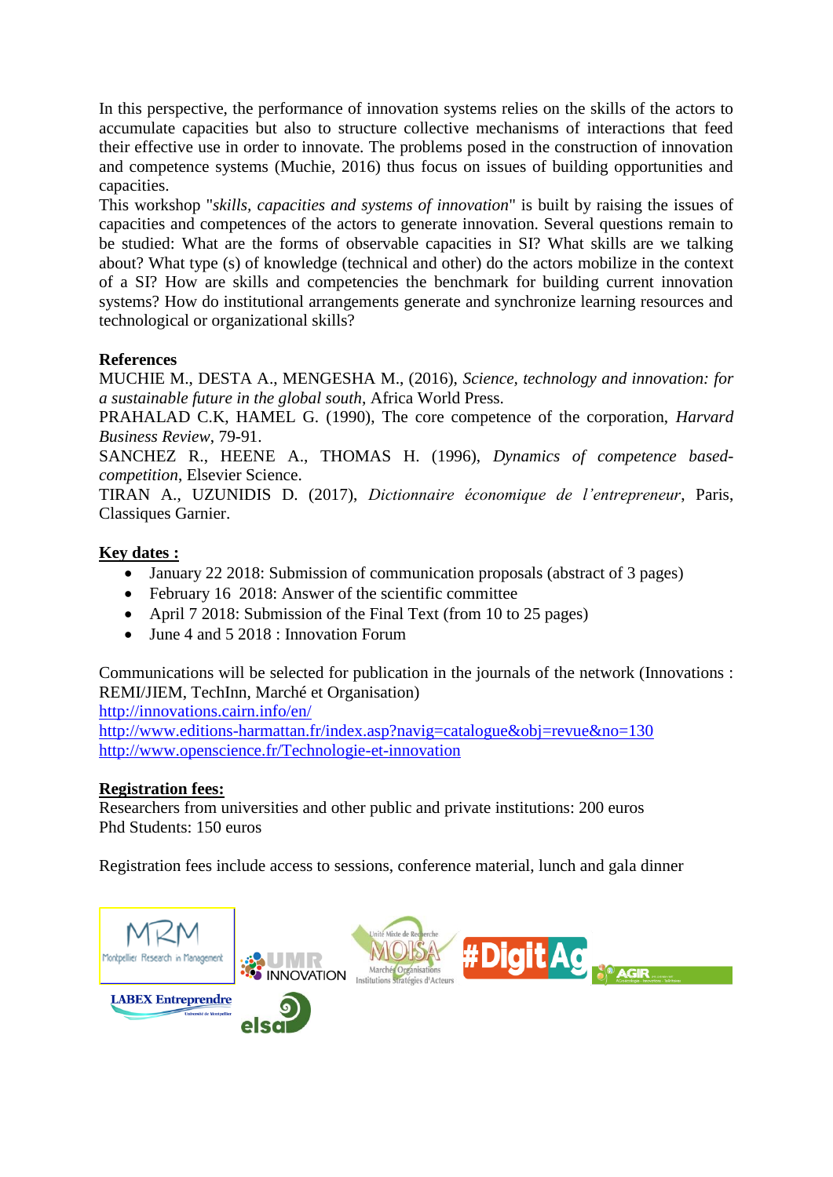In this perspective, the performance of innovation systems relies on the skills of the actors to accumulate capacities but also to structure collective mechanisms of interactions that feed their effective use in order to innovate. The problems posed in the construction of innovation and competence systems (Muchie, 2016) thus focus on issues of building opportunities and capacities.

This workshop "*skills, capacities and systems of innovation*" is built by raising the issues of capacities and competences of the actors to generate innovation. Several questions remain to be studied: What are the forms of observable capacities in SI? What skills are we talking about? What type (s) of knowledge (technical and other) do the actors mobilize in the context of a SI? How are skills and competencies the benchmark for building current innovation systems? How do institutional arrangements generate and synchronize learning resources and technological or organizational skills?

**References**

MUCHIE M., DESTA A., MENGESHA M., (2016), *Science, technology and innovation: for a sustainable future in the global south*, Africa World Press.

PRAHALAD C.K, HAMEL G. (1990), The core competence of the corporation, *Harvard Business Review*, 79-91.

SANCHEZ R., HEENE A., THOMAS H. (1996), *Dynamics of competence based-competition*, Elsevier Science.

TIRAN A., UZUNIDIS D. (2017), *Dictionnaire économique de l'entrepreneur*, Paris, Classiques Garnier.

**Key dates :**

- January 22 2018: Submission of communication proposals (abstract of 3 pages)
- February 16 2018: Answer of the scientific committee
- April 7 2018: Submission of the Final Text (from 10 to 25 pages)
- June 4 and 5 2018 : Innovation Forum

Communications will be selected for publication in the journals of the network (Innovations : REMI/JIEM, TechInn, Marché et Organisation)

http://innovations.cairn.info/en/

http://www.editions-harmattan.fr/index.asp?navig=catalogue&obj=revue&no=130

http://www.openscience.fr/Technologie-et-innovation

**Registration fees:**

Researchers from universities and other public and private institutions: 200 euros

Phd Students: 150 euros

Registration fees include access to sessions, conference material, lunch and gala dinner